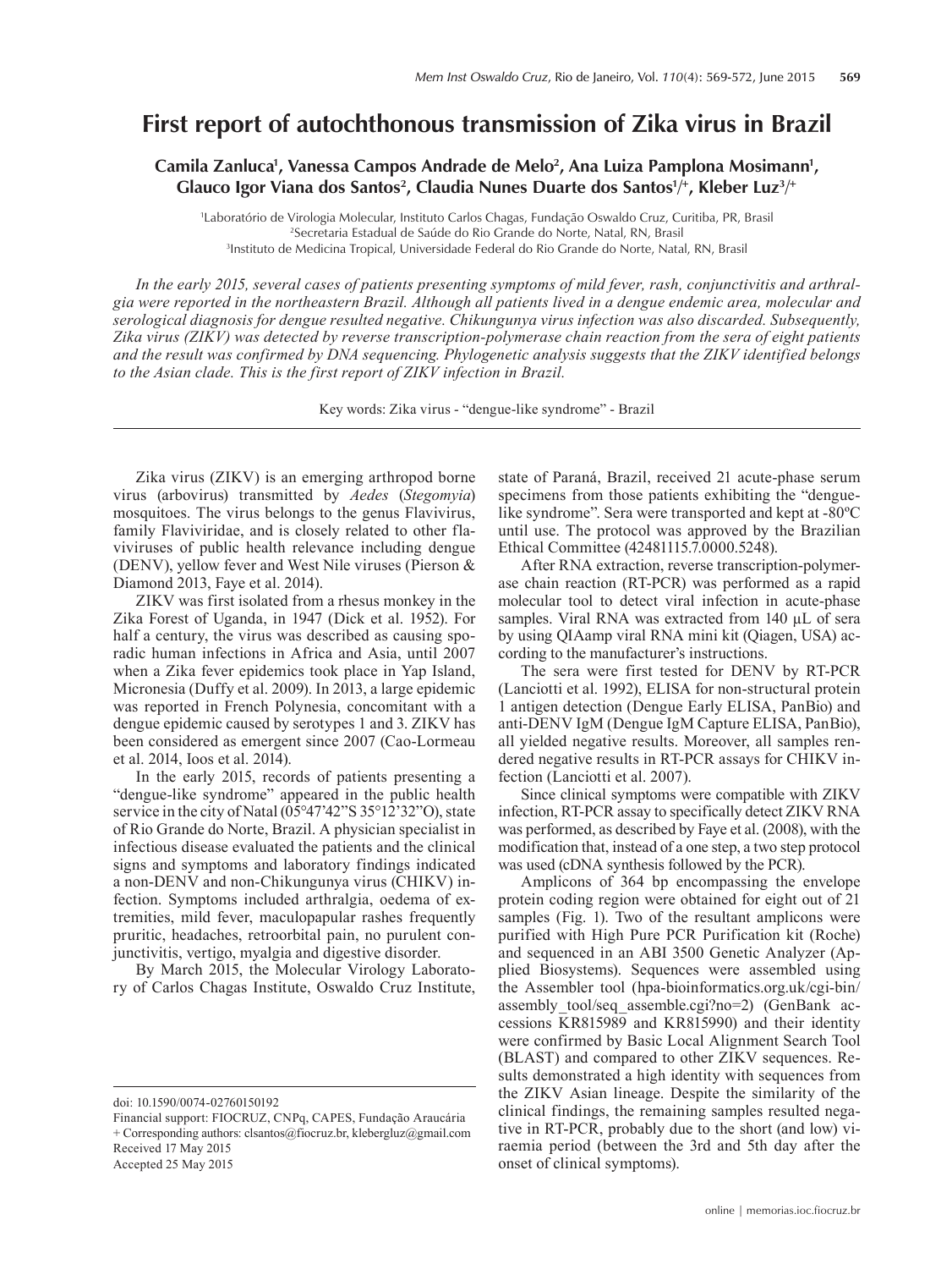# First report of autochthonous transmission of Zika virus in Brazil

**Camila Zanluca[1], Vanessa Campos Andrade de Melo[2], Ana Luiza Pamplona Mosimann[1], Glauco Igor Viana dos Santos[2], Claudia Nunes Duarte dos Santos[1]/+, Kleber Luz[3]/+**

[1]Laboratório de Virologia Molecular, Instituto Carlos Chagas, Fundação Oswaldo Cruz, Curitiba, PR, Brasil
[2]Secretaria Estadual de Saúde do Rio Grande do Norte, Natal, RN, Brasil
[3]Instituto de Medicina Tropical, Universidade Federal do Rio Grande do Norte, Natal, RN, Brasil

*In the early 2015, several cases of patients presenting symptoms of mild fever, rash, conjunctivitis and arthralgia were reported in the northeastern Brazil. Although all patients lived in a dengue endemic area, molecular and serological diagnosis for dengue resulted negative. Chikungunya virus infection was also discarded. Subsequently, Zika virus (ZIKV) was detected by reverse transcription-polymerase chain reaction from the sera of eight patients and the result was confirmed by DNA sequencing. Phylogenetic analysis suggests that the ZIKV identified belongs to the Asian clade. This is the first report of ZIKV infection in Brazil.*

Key words: Zika virus - "dengue-like syndrome" - Brazil

Zika virus (ZIKV) is an emerging arthropod borne virus (arbovirus) transmitted by *Aedes* (*Stegomyia*) mosquitoes. The virus belongs to the genus Flavivirus, family Flaviviridae, and is closely related to other flaviviruses of public health relevance including dengue (DENV), yellow fever and West Nile viruses (Pierson & Diamond 2013, Faye et al. 2014).

ZIKV was first isolated from a rhesus monkey in the Zika Forest of Uganda, in 1947 (Dick et al. 1952). For half a century, the virus was described as causing sporadic human infections in Africa and Asia, until 2007 when a Zika fever epidemics took place in Yap Island, Micronesia (Duffy et al. 2009). In 2013, a large epidemic was reported in French Polynesia, concomitant with a dengue epidemic caused by serotypes 1 and 3. ZIKV has been considered as emergent since 2007 (Cao-Lormeau et al. 2014, Ioos et al. 2014).

In the early 2015, records of patients presenting a "dengue-like syndrome" appeared in the public health service in the city of Natal (05°47'42"S 35°12'32"O), state of Rio Grande do Norte, Brazil. A physician specialist in infectious disease evaluated the patients and the clinical signs and symptoms and laboratory findings indicated a non-DENV and non-Chikungunya virus (CHIKV) infection. Symptoms included arthralgia, oedema of extremities, mild fever, maculopapular rashes frequently pruritic, headaches, retroorbital pain, no purulent conjunctivitis, vertigo, myalgia and digestive disorder.

By March 2015, the Molecular Virology Laboratory of Carlos Chagas Institute, Oswaldo Cruz Institute, state of Paraná, Brazil, received 21 acute-phase serum specimens from those patients exhibiting the "dengue-like syndrome". Sera were transported and kept at -80ºC until use. The protocol was approved by the Brazilian Ethical Committee (42481115.7.0000.5248).

After RNA extraction, reverse transcription-polymerase chain reaction (RT-PCR) was performed as a rapid molecular tool to detect viral infection in acute-phase samples. Viral RNA was extracted from 140 µL of sera by using QIAamp viral RNA mini kit (Qiagen, USA) according to the manufacturer's instructions.

The sera were first tested for DENV by RT-PCR (Lanciotti et al. 1992), ELISA for non-structural protein 1 antigen detection (Dengue Early ELISA, PanBio) and anti-DENV IgM (Dengue IgM Capture ELISA, PanBio), all yielded negative results. Moreover, all samples rendered negative results in RT-PCR assays for CHIKV infection (Lanciotti et al. 2007).

Since clinical symptoms were compatible with ZIKV infection, RT-PCR assay to specifically detect ZIKV RNA was performed, as described by Faye et al. (2008), with the modification that, instead of a one step, a two step protocol was used (cDNA synthesis followed by the PCR).

Amplicons of 364 bp encompassing the envelope protein coding region were obtained for eight out of 21 samples (Fig. 1). Two of the resultant amplicons were purified with High Pure PCR Purification kit (Roche) and sequenced in an ABI 3500 Genetic Analyzer (Applied Biosystems). Sequences were assembled using the Assembler tool (hpa-bioinformatics.org.uk/cgi-bin/assembly_tool/seq_assemble.cgi?no=2) (GenBank accessions KR815989 and KR815990) and their identity were confirmed by Basic Local Alignment Search Tool (BLAST) and compared to other ZIKV sequences. Results demonstrated a high identity with sequences from the ZIKV Asian lineage. Despite the similarity of the clinical findings, the remaining samples resulted negative in RT-PCR, probably due to the short (and low) viraemia period (between the 3rd and 5th day after the onset of clinical symptoms).

doi: 10.1590/0074-02760150192
Financial support: FIOCRUZ, CNPq, CAPES, Fundação Araucária
+ Corresponding authors: clsantos@fiocruz.br, klebergluz@gmail.com
Received 17 May 2015
Accepted 25 May 2015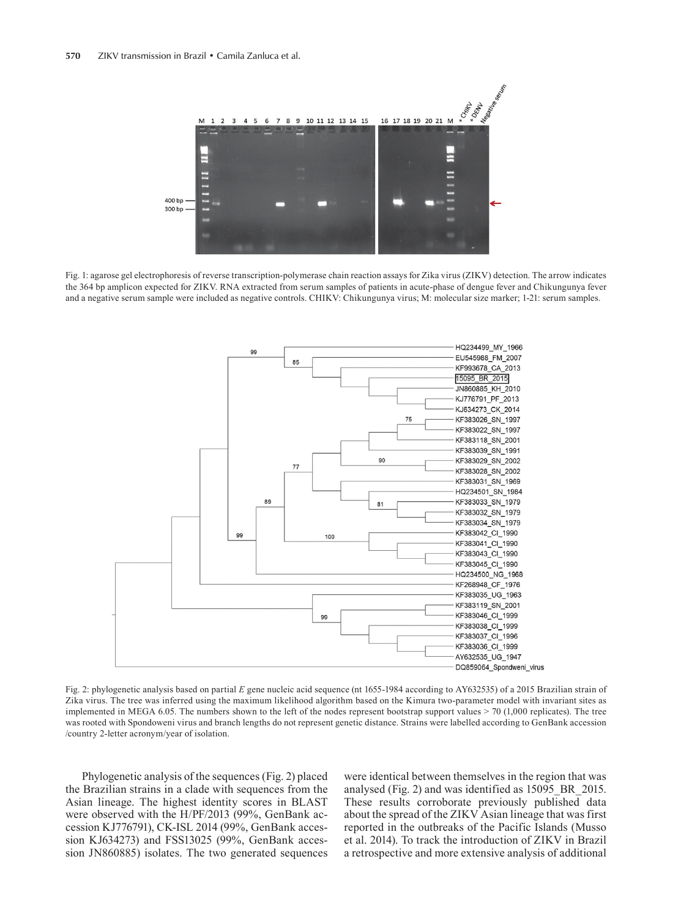Fig. 1: agarose gel electrophoresis of reverse transcription-polymerase chain reaction assays for Zika virus (ZIKV) detection. The arrow indicates the 364 bp amplicon expected for ZIKV. RNA extracted from serum samples of patients in acute-phase of dengue fever and Chikungunya fever and a negative serum sample were included as negative controls. CHIKV: Chikungunya virus; M: molecular size marker; 1-21: serum samples.

Fig. 2: phylogenetic analysis based on partial *E* gene nucleic acid sequence (nt 1655-1984 according to AY632535) of a 2015 Brazilian strain of Zika virus. The tree was inferred using the maximum likelihood algorithm based on the Kimura two-parameter model with invariant sites as implemented in MEGA 6.05. The numbers shown to the left of the nodes represent bootstrap support values > 70 (1,000 replicates). The tree was rooted with Spondoweni virus and branch lengths do not represent genetic distance. Strains were labelled according to GenBank accession /country 2-letter acronym/year of isolation.

Phylogenetic analysis of the sequences (Fig. 2) placed the Brazilian strains in a clade with sequences from the Asian lineage. The highest identity scores in BLAST were observed with the H/PF/2013 (99%, GenBank accession KJ776791), CK-ISL 2014 (99%, GenBank accession KJ634273) and FSS13025 (99%, GenBank accession JN860885) isolates. The two generated sequences were identical between themselves in the region that was analysed (Fig. 2) and was identified as 15095_BR_2015. These results corroborate previously published data about the spread of the ZIKV Asian lineage that was first reported in the outbreaks of the Pacific Islands (Musso et al. 2014). To track the introduction of ZIKV in Brazil a retrospective and more extensive analysis of additional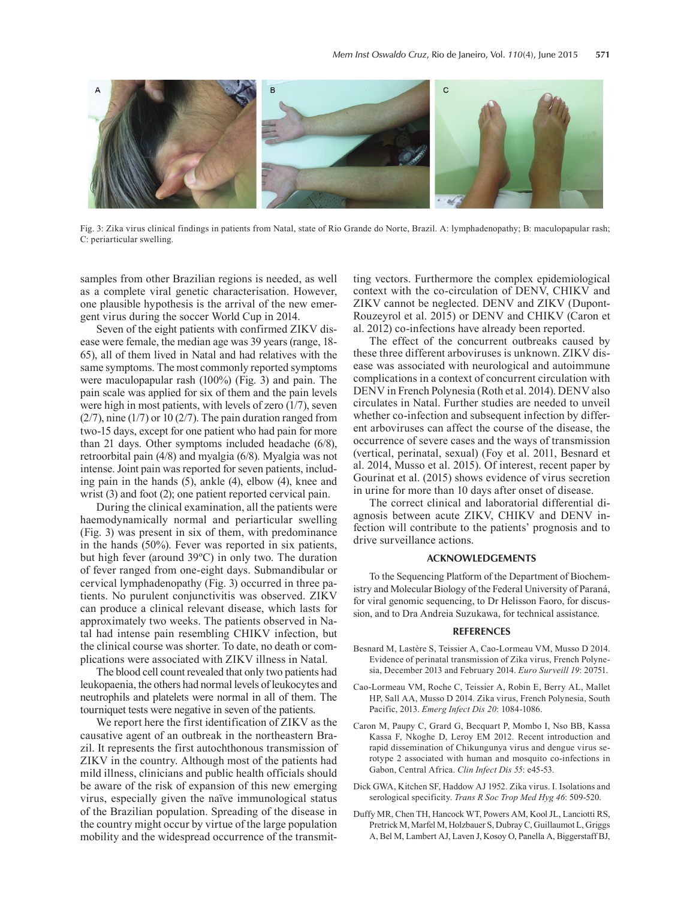Fig. 3: Zika virus clinical findings in patients from Natal, state of Rio Grande do Norte, Brazil. A: lymphadenopathy; B: maculopapular rash; C: periarticular swelling.

samples from other Brazilian regions is needed, as well as a complete viral genetic characterisation. However, one plausible hypothesis is the arrival of the new emergent virus during the soccer World Cup in 2014.

Seven of the eight patients with confirmed ZIKV disease were female, the median age was 39 years (range, 18-65), all of them lived in Natal and had relatives with the same symptoms. The most commonly reported symptoms were maculopapular rash (100%) (Fig. 3) and pain. The pain scale was applied for six of them and the pain levels were high in most patients, with levels of zero (1/7), seven (2/7), nine (1/7) or 10 (2/7). The pain duration ranged from two-15 days, except for one patient who had pain for more than 21 days. Other symptoms included headache (6/8), retroorbital pain (4/8) and myalgia (6/8). Myalgia was not intense. Joint pain was reported for seven patients, including pain in the hands (5), ankle (4), elbow (4), knee and wrist (3) and foot (2); one patient reported cervical pain.

During the clinical examination, all the patients were haemodynamically normal and periarticular swelling (Fig. 3) was present in six of them, with predominance in the hands (50%). Fever was reported in six patients, but high fever (around 39ºC) in only two. The duration of fever ranged from one-eight days. Submandibular or cervical lymphadenopathy (Fig. 3) occurred in three patients. No purulent conjunctivitis was observed. ZIKV can produce a clinical relevant disease, which lasts for approximately two weeks. The patients observed in Natal had intense pain resembling CHIKV infection, but the clinical course was shorter. To date, no death or complications were associated with ZIKV illness in Natal.

The blood cell count revealed that only two patients had leukopaenia, the others had normal levels of leukocytes and neutrophils and platelets were normal in all of them. The tourniquet tests were negative in seven of the patients.

We report here the first identification of ZIKV as the causative agent of an outbreak in the northeastern Brazil. It represents the first autochthonous transmission of ZIKV in the country. Although most of the patients had mild illness, clinicians and public health officials should be aware of the risk of expansion of this new emerging virus, especially given the naïve immunological status of the Brazilian population. Spreading of the disease in the country might occur by virtue of the large population mobility and the widespread occurrence of the transmitting vectors. Furthermore the complex epidemiological context with the co-circulation of DENV, CHIKV and ZIKV cannot be neglected. DENV and ZIKV (Dupont-Rouzeyrol et al. 2015) or DENV and CHIKV (Caron et al. 2012) co-infections have already been reported.

The effect of the concurrent outbreaks caused by these three different arboviruses is unknown. ZIKV disease was associated with neurological and autoimmune complications in a context of concurrent circulation with DENV in French Polynesia (Roth et al. 2014). DENV also circulates in Natal. Further studies are needed to unveil whether co-infection and subsequent infection by different arboviruses can affect the course of the disease, the occurrence of severe cases and the ways of transmission (vertical, perinatal, sexual) (Foy et al. 2011, Besnard et al. 2014, Musso et al. 2015). Of interest, recent paper by Gourinat et al. (2015) shows evidence of virus secretion in urine for more than 10 days after onset of disease.

The correct clinical and laboratorial differential diagnosis between acute ZIKV, CHIKV and DENV infection will contribute to the patients' prognosis and to drive surveillance actions.

## ACKNOWLEDGEMENTS

To the Sequencing Platform of the Department of Biochemistry and Molecular Biology of the Federal University of Paraná, for viral genomic sequencing, to Dr Helisson Faoro, for discussion, and to Dra Andreia Suzukawa, for technical assistance.

## REFERENCES

Besnard M, Lastère S, Teissier A, Cao-Lormeau VM, Musso D 2014. Evidence of perinatal transmission of Zika virus, French Polynesia, December 2013 and February 2014. *Euro Surveill 19*: 20751.

Cao-Lormeau VM, Roche C, Teissier A, Robin E, Berry AL, Mallet HP, Sall AA, Musso D 2014. Zika virus, French Polynesia, South Pacific, 2013. *Emerg Infect Dis 20*: 1084-1086.

Caron M, Paupy C, Grard G, Becquart P, Mombo I, Nso BB, Kassa Kassa F, Nkoghe D, Leroy EM 2012. Recent introduction and rapid dissemination of Chikungunya virus and dengue virus serotype 2 associated with human and mosquito co-infections in Gabon, Central Africa. *Clin Infect Dis 55*: e45-53.

Dick GWA, Kitchen SF, Haddow AJ 1952. Zika virus. I. Isolations and serological specificity. *Trans R Soc Trop Med Hyg 46*: 509-520.

Duffy MR, Chen TH, Hancock WT, Powers AM, Kool JL, Lanciotti RS, Pretrick M, Marfel M, Holzbauer S, Dubray C, Guillaumot L, Griggs A, Bel M, Lambert AJ, Laven J, Kosoy O, Panella A, Biggerstaff BJ,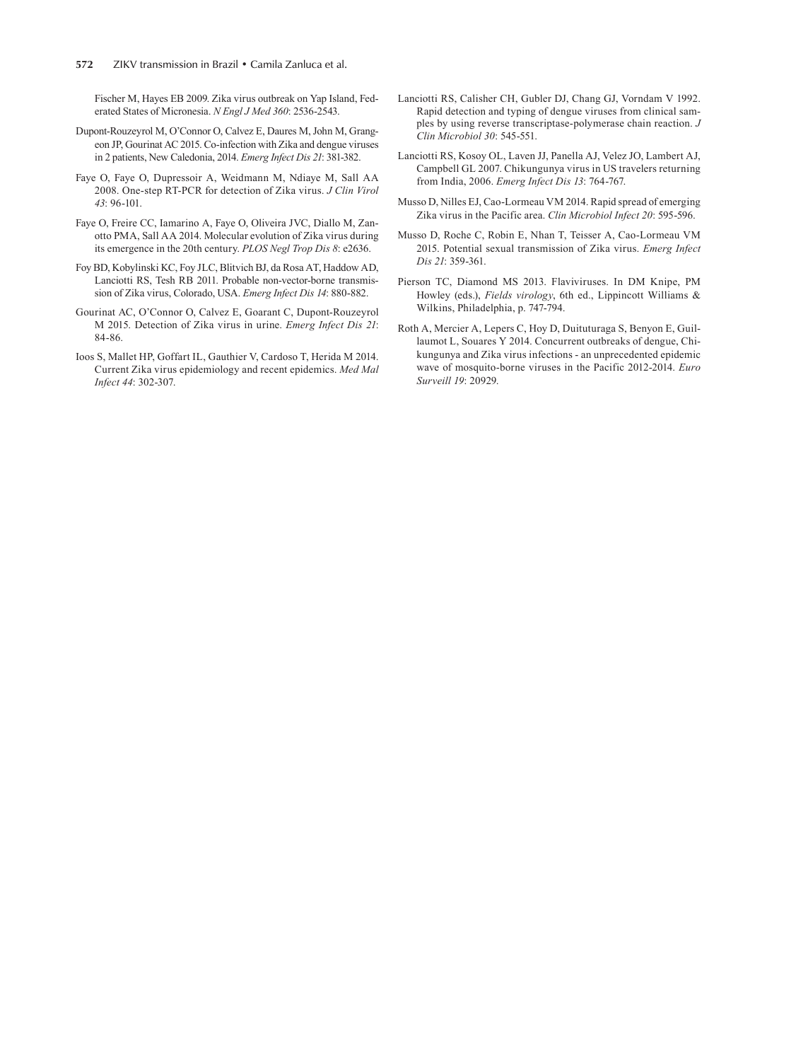Fischer M, Hayes EB 2009. Zika virus outbreak on Yap Island, Federated States of Micronesia. *N Engl J Med 360*: 2536-2543.

Dupont-Rouzeyrol M, O'Connor O, Calvez E, Daures M, John M, Grangeon JP, Gourinat AC 2015. Co-infection with Zika and dengue viruses in 2 patients, New Caledonia, 2014. *Emerg Infect Dis 21*: 381-382.

Faye O, Faye O, Dupressoir A, Weidmann M, Ndiaye M, Sall AA 2008. One-step RT-PCR for detection of Zika virus. *J Clin Virol 43*: 96-101.

Faye O, Freire CC, Iamarino A, Faye O, Oliveira JVC, Diallo M, Zanotto PMA, Sall AA 2014. Molecular evolution of Zika virus during its emergence in the 20th century. *PLOS Negl Trop Dis 8*: e2636.

Foy BD, Kobylinski KC, Foy JLC, Blitvich BJ, da Rosa AT, Haddow AD, Lanciotti RS, Tesh RB 2011. Probable non-vector-borne transmission of Zika virus, Colorado, USA. *Emerg Infect Dis 14*: 880-882.

Gourinat AC, O'Connor O, Calvez E, Goarant C, Dupont-Rouzeyrol M 2015. Detection of Zika virus in urine. *Emerg Infect Dis 21*: 84-86.

Ioos S, Mallet HP, Goffart IL, Gauthier V, Cardoso T, Herida M 2014. Current Zika virus epidemiology and recent epidemics. *Med Mal Infect 44*: 302-307.

Lanciotti RS, Calisher CH, Gubler DJ, Chang GJ, Vorndam V 1992. Rapid detection and typing of dengue viruses from clinical samples by using reverse transcriptase-polymerase chain reaction. *J Clin Microbiol 30*: 545-551.

Lanciotti RS, Kosoy OL, Laven JJ, Panella AJ, Velez JO, Lambert AJ, Campbell GL 2007. Chikungunya virus in US travelers returning from India, 2006. *Emerg Infect Dis 13*: 764-767.

Musso D, Nilles EJ, Cao-Lormeau VM 2014. Rapid spread of emerging Zika virus in the Pacific area. *Clin Microbiol Infect 20*: 595-596.

Musso D, Roche C, Robin E, Nhan T, Teisser A, Cao-Lormeau VM 2015. Potential sexual transmission of Zika virus. *Emerg Infect Dis 21*: 359-361.

Pierson TC, Diamond MS 2013. Flaviviruses. In DM Knipe, PM Howley (eds.), *Fields virology*, 6th ed., Lippincott Williams & Wilkins, Philadelphia, p. 747-794.

Roth A, Mercier A, Lepers C, Hoy D, Duituturaga S, Benyon E, Guillaumot L, Souares Y 2014. Concurrent outbreaks of dengue, Chikungunya and Zika virus infections - an unprecedented epidemic wave of mosquito-borne viruses in the Pacific 2012-2014. *Euro Surveill 19*: 20929.